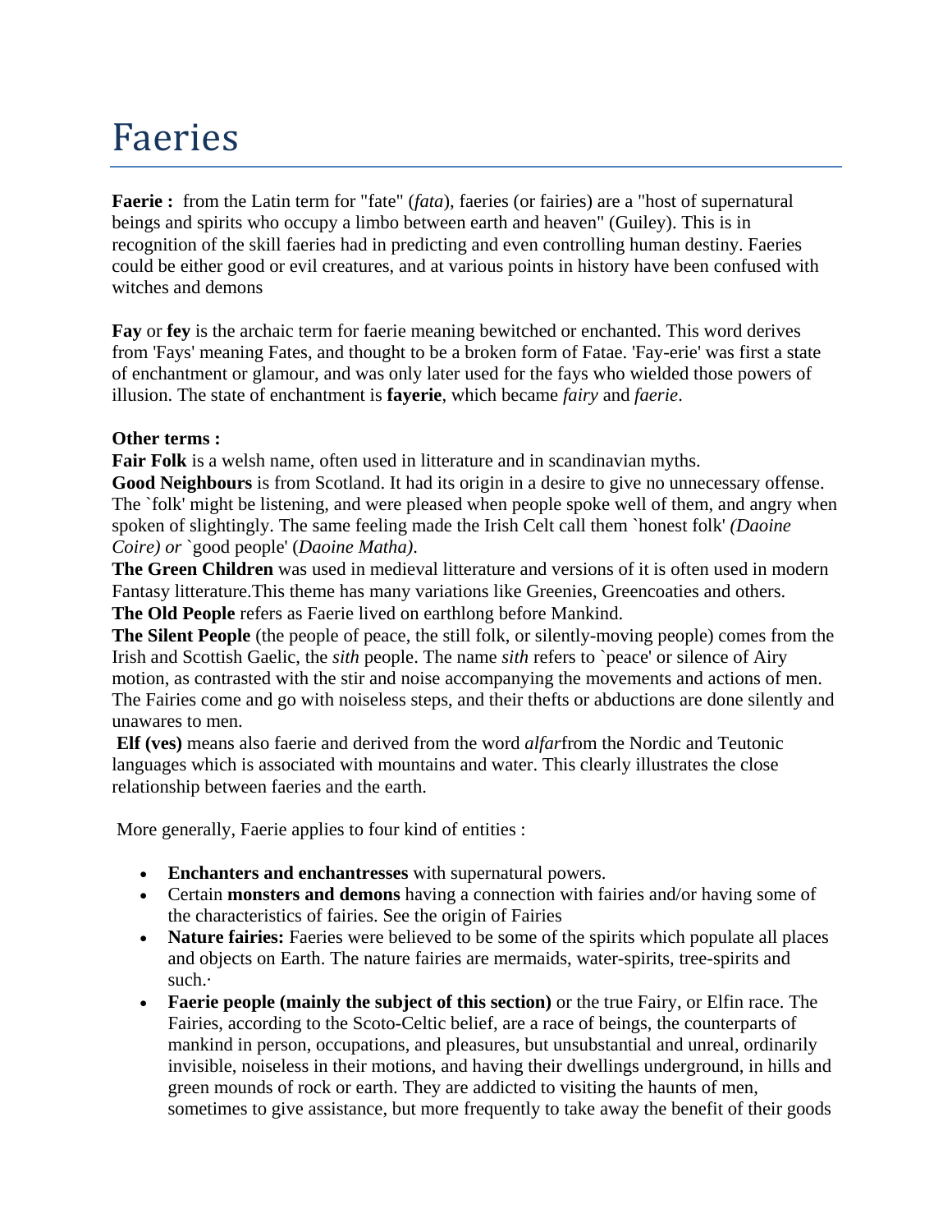# Faeries

**Faerie :** from the Latin term for "fate" (*fata*), faeries (or fairies) are a "host of supernatural beings and spirits who occupy a limbo between earth and heaven" (Guiley). This is in recognition of the skill faeries had in predicting and even controlling human destiny. Faeries could be either good or evil creatures, and at various points in history have been confused with witches and demons

**Fay** or **fey** is the archaic term for faerie meaning bewitched or enchanted. This word derives from 'Fays' meaning Fates, and thought to be a broken form of Fatae. 'Fay-erie' was first a state of enchantment or glamour, and was only later used for the fays who wielded those powers of illusion. The state of enchantment is **fayerie**, which became *fairy* and *faerie*.

**Other terms :**
**Fair Folk** is a welsh name, often used in litterature and in scandinavian myths.
**Good Neighbours** is from Scotland. It had its origin in a desire to give no unnecessary offense. The `folk' might be listening, and were pleased when people spoke well of them, and angry when spoken of slightingly. The same feeling made the Irish Celt call them `honest folk' *(Daoine Coire) or* `good people' (*Daoine Matha)*.
**The Green Children** was used in medieval litterature and versions of it is often used in modern Fantasy litterature.This theme has many variations like Greenies, Greencoaties and others.
**The Old People** refers as Faerie lived on earthlong before Mankind.
**The Silent People** (the people of peace, the still folk, or silently-moving people) comes from the Irish and Scottish Gaelic, the *sith* people. The name *sith* refers to `peace' or silence of Airy motion, as contrasted with the stir and noise accompanying the movements and actions of men. The Fairies come and go with noiseless steps, and their thefts or abductions are done silently and unawares to men.
**Elf (ves)** means also faerie and derived from the word *alfar*from the Nordic and Teutonic languages which is associated with mountains and water. This clearly illustrates the close relationship between faeries and the earth.

More generally, Faerie applies to four kind of entities :

- **Enchanters and enchantresses** with supernatural powers.
- Certain **monsters and demons** having a connection with fairies and/or having some of the characteristics of fairies. See the origin of Fairies
- **Nature fairies:** Faeries were believed to be some of the spirits which populate all places and objects on Earth. The nature fairies are mermaids, water-spirits, tree-spirits and such.·
- **Faerie people (mainly the subject of this section)** or the true Fairy, or Elfin race. The Fairies, according to the Scoto-Celtic belief, are a race of beings, the counterparts of mankind in person, occupations, and pleasures, but unsubstantial and unreal, ordinarily invisible, noiseless in their motions, and having their dwellings underground, in hills and green mounds of rock or earth. They are addicted to visiting the haunts of men, sometimes to give assistance, but more frequently to take away the benefit of their goods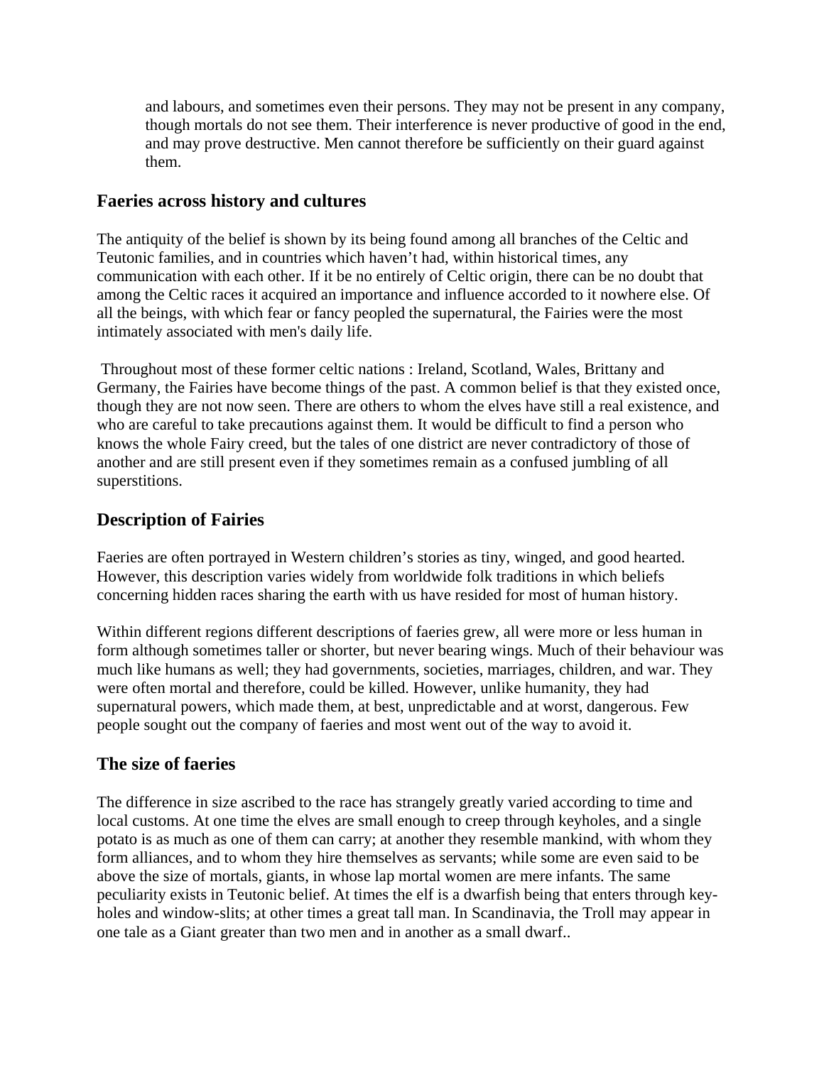> and labours, and sometimes even their persons. They may not be present in any company, though mortals do not see them. Their interference is never productive of good in the end, and may prove destructive. Men cannot therefore be sufficiently on their guard against them.

## Faeries across history and cultures

The antiquity of the belief is shown by its being found among all branches of the Celtic and Teutonic families, and in countries which haven't had, within historical times, any communication with each other. If it be no entirely of Celtic origin, there can be no doubt that among the Celtic races it acquired an importance and influence accorded to it nowhere else. Of all the beings, with which fear or fancy peopled the supernatural, the Fairies were the most intimately associated with men's daily life.

Throughout most of these former celtic nations : Ireland, Scotland, Wales, Brittany and Germany, the Fairies have become things of the past. A common belief is that they existed once, though they are not now seen. There are others to whom the elves have still a real existence, and who are careful to take precautions against them. It would be difficult to find a person who knows the whole Fairy creed, but the tales of one district are never contradictory of those of another and are still present even if they sometimes remain as a confused jumbling of all superstitions.

## Description of Fairies

Faeries are often portrayed in Western children's stories as tiny, winged, and good hearted. However, this description varies widely from worldwide folk traditions in which beliefs concerning hidden races sharing the earth with us have resided for most of human history.

Within different regions different descriptions of faeries grew, all were more or less human in form although sometimes taller or shorter, but never bearing wings. Much of their behaviour was much like humans as well; they had governments, societies, marriages, children, and war. They were often mortal and therefore, could be killed. However, unlike humanity, they had supernatural powers, which made them, at best, unpredictable and at worst, dangerous. Few people sought out the company of faeries and most went out of the way to avoid it.

## The size of faeries

The difference in size ascribed to the race has strangely greatly varied according to time and local customs. At one time the elves are small enough to creep through keyholes, and a single potato is as much as one of them can carry; at another they resemble mankind, with whom they form alliances, and to whom they hire themselves as servants; while some are even said to be above the size of mortals, giants, in whose lap mortal women are mere infants. The same peculiarity exists in Teutonic belief. At times the elf is a dwarfish being that enters through key-holes and window-slits; at other times a great tall man. In Scandinavia, the Troll may appear in one tale as a Giant greater than two men and in another as a small dwarf..